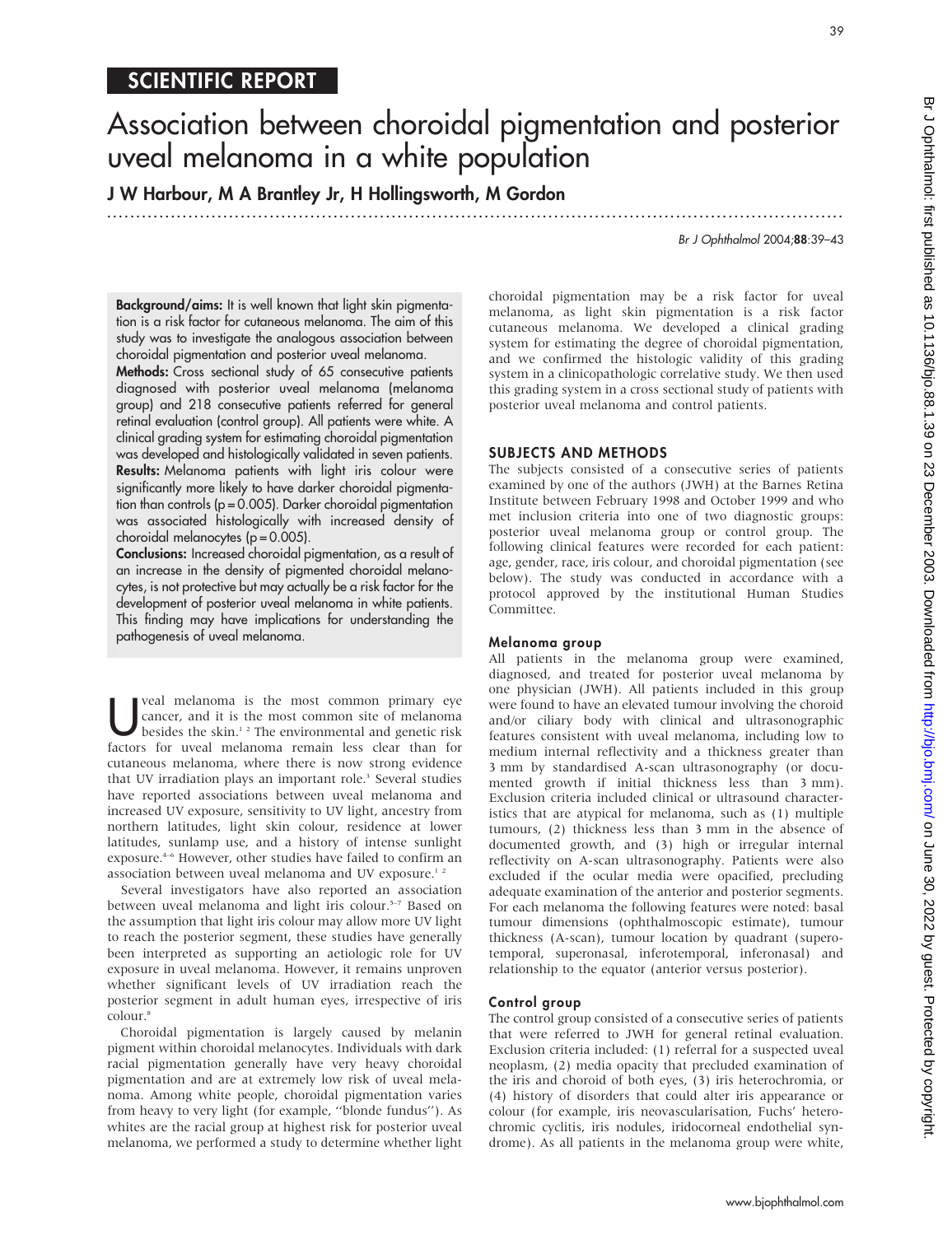SCIENTIFIC REPORT

# Association between choroidal pigmentation and posterior uveal melanoma in a white population

**J W Harbour, M A Brantley Jr, H Hollingsworth, M Gordon**

*Br J Ophthalmol* 2004;**88**:39–43

**Background/aims:** It is well known that light skin pigmentation is a risk factor for cutaneous melanoma. The aim of this study was to investigate the analogous association between choroidal pigmentation and posterior uveal melanoma.

**Methods:** Cross sectional study of 65 consecutive patients diagnosed with posterior uveal melanoma (melanoma group) and 218 consecutive patients referred for general retinal evaluation (control group). All patients were white. A clinical grading system for estimating choroidal pigmentation was developed and histologically validated in seven patients.

**Results:** Melanoma patients with light iris colour were significantly more likely to have darker choroidal pigmentation than controls (p = 0.005). Darker choroidal pigmentation was associated histologically with increased density of choroidal melanocytes (p = 0.005).

**Conclusions:** Increased choroidal pigmentation, as a result of an increase in the density of pigmented choroidal melanocytes, is not protective but may actually be a risk factor for the development of posterior uveal melanoma in white patients. This finding may have implications for understanding the pathogenesis of uveal melanoma.

Uveal melanoma is the most common primary eye cancer, and it is the most common site of melanoma besides the skin.[1 2] The environmental and genetic risk factors for uveal melanoma remain less clear than for cutaneous melanoma, where there is now strong evidence that UV irradiation plays an important role.[3] Several studies have reported associations between uveal melanoma and increased UV exposure, sensitivity to UV light, ancestry from northern latitudes, light skin colour, residence at lower latitudes, sunlamp use, and a history of intense sunlight exposure.[4–6] However, other studies have failed to confirm an association between uveal melanoma and UV exposure.[1 2]

Several investigators have also reported an association between uveal melanoma and light iris colour.[5–7] Based on the assumption that light iris colour may allow more UV light to reach the posterior segment, these studies have generally been interpreted as supporting an aetiologic role for UV exposure in uveal melanoma. However, it remains unproven whether significant levels of UV irradiation reach the posterior segment in adult human eyes, irrespective of iris colour.[8]

Choroidal pigmentation is largely caused by melanin pigment within choroidal melanocytes. Individuals with dark racial pigmentation generally have very heavy choroidal pigmentation and are at extremely low risk of uveal melanoma. Among white people, choroidal pigmentation varies from heavy to very light (for example, "blonde fundus"). As whites are the racial group at highest risk for posterior uveal melanoma, we performed a study to determine whether light choroidal pigmentation may be a risk factor for uveal melanoma, as light skin pigmentation is a risk factor cutaneous melanoma. We developed a clinical grading system for estimating the degree of choroidal pigmentation, and we confirmed the histologic validity of this grading system in a clinicopathologic correlative study. We then used this grading system in a cross sectional study of patients with posterior uveal melanoma and control patients.

## SUBJECTS AND METHODS

The subjects consisted of a consecutive series of patients examined by one of the authors (JWH) at the Barnes Retina Institute between February 1998 and October 1999 and who met inclusion criteria into one of two diagnostic groups: posterior uveal melanoma group or control group. The following clinical features were recorded for each patient: age, gender, race, iris colour, and choroidal pigmentation (see below). The study was conducted in accordance with a protocol approved by the institutional Human Studies Committee.

### Melanoma group

All patients in the melanoma group were examined, diagnosed, and treated for posterior uveal melanoma by one physician (JWH). All patients included in this group were found to have an elevated tumour involving the choroid and/or ciliary body with clinical and ultrasonographic features consistent with uveal melanoma, including low to medium internal reflectivity and a thickness greater than 3 mm by standardised A-scan ultrasonography (or documented growth if initial thickness less than 3 mm). Exclusion criteria included clinical or ultrasound characteristics that are atypical for melanoma, such as (1) multiple tumours, (2) thickness less than 3 mm in the absence of documented growth, and (3) high or irregular internal reflectivity on A-scan ultrasonography. Patients were also excluded if the ocular media were opacified, precluding adequate examination of the anterior and posterior segments. For each melanoma the following features were noted: basal tumour dimensions (ophthalmoscopic estimate), tumour thickness (A-scan), tumour location by quadrant (superotemporal, superonasal, inferotemporal, inferonasal) and relationship to the equator (anterior versus posterior).

### Control group

The control group consisted of a consecutive series of patients that were referred to JWH for general retinal evaluation. Exclusion criteria included: (1) referral for a suspected uveal neoplasm, (2) media opacity that precluded examination of the iris and choroid of both eyes, (3) iris heterochromia, or (4) history of disorders that could alter iris appearance or colour (for example, iris neovascularisation, Fuchs' heterochromic cyclitis, iris nodules, iridocorneal endothelial syndrome). As all patients in the melanoma group were white,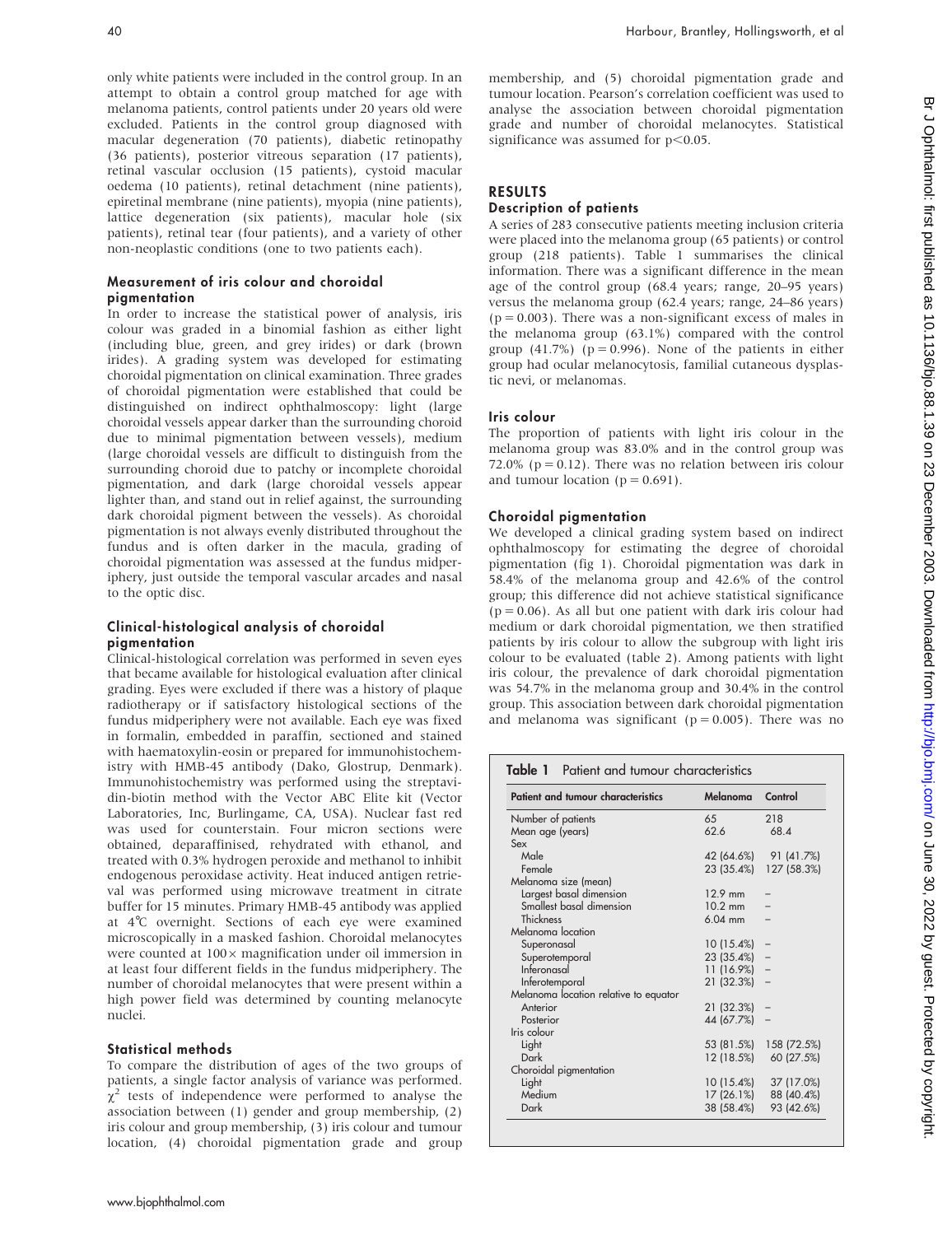only white patients were included in the control group. In an attempt to obtain a control group matched for age with melanoma patients, control patients under 20 years old were excluded. Patients in the control group diagnosed with macular degeneration (70 patients), diabetic retinopathy (36 patients), posterior vitreous separation (17 patients), retinal vascular occlusion (15 patients), cystoid macular oedema (10 patients), retinal detachment (nine patients), epiretinal membrane (nine patients), myopia (nine patients), lattice degeneration (six patients), macular hole (six patients), retinal tear (four patients), and a variety of other non-neoplastic conditions (one to two patients each).

### Measurement of iris colour and choroidal pigmentation

In order to increase the statistical power of analysis, iris colour was graded in a binomial fashion as either light (including blue, green, and grey irides) or dark (brown irides). A grading system was developed for estimating choroidal pigmentation on clinical examination. Three grades of choroidal pigmentation were established that could be distinguished on indirect ophthalmoscopy: light (large choroidal vessels appear darker than the surrounding choroid due to minimal pigmentation between vessels), medium (large choroidal vessels are difficult to distinguish from the surrounding choroid due to patchy or incomplete choroidal pigmentation, and dark (large choroidal vessels appear lighter than, and stand out in relief against, the surrounding dark choroidal pigment between the vessels). As choroidal pigmentation is not always evenly distributed throughout the fundus and is often darker in the macula, grading of choroidal pigmentation was assessed at the fundus midperiphery, just outside the temporal vascular arcades and nasal to the optic disc.

### Clinical-histological analysis of choroidal pigmentation

Clinical-histological correlation was performed in seven eyes that became available for histological evaluation after clinical grading. Eyes were excluded if there was a history of plaque radiotherapy or if satisfactory histological sections of the fundus midperiphery were not available. Each eye was fixed in formalin, embedded in paraffin, sectioned and stained with haematoxylin-eosin or prepared for immunohistochemistry with HMB-45 antibody (Dako, Glostrup, Denmark). Immunohistochemistry was performed using the streptavidin-biotin method with the Vector ABC Elite kit (Vector Laboratories, Inc, Burlingame, CA, USA). Nuclear fast red was used for counterstain. Four micron sections were obtained, deparaffinised, rehydrated with ethanol, and treated with 0.3% hydrogen peroxide and methanol to inhibit endogenous peroxidase activity. Heat induced antigen retrieval was performed using microwave treatment in citrate buffer for 15 minutes. Primary HMB-45 antibody was applied at 4°C overnight. Sections of each eye were examined microscopically in a masked fashion. Choroidal melanocytes were counted at 100× magnification under oil immersion in at least four different fields in the fundus midperiphery. The number of choroidal melanocytes that were present within a high power field was determined by counting melanocyte nuclei.

### Statistical methods

To compare the distribution of ages of the two groups of patients, a single factor analysis of variance was performed. $\chi^2$ tests of independence were performed to analyse the association between (1) gender and group membership, (2) iris colour and group membership, (3) iris colour and tumour location, (4) choroidal pigmentation grade and group membership, and (5) choroidal pigmentation grade and tumour location. Pearson's correlation coefficient was used to analyse the association between choroidal pigmentation grade and number of choroidal melanocytes. Statistical significance was assumed for $p<0.05$.

## RESULTS

### Description of patients

A series of 283 consecutive patients meeting inclusion criteria were placed into the melanoma group (65 patients) or control group (218 patients). Table 1 summarises the clinical information. There was a significant difference in the mean age of the control group (68.4 years; range, 20–95 years) versus the melanoma group (62.4 years; range, 24–86 years) ($p = 0.003$). There was a non-significant excess of males in the melanoma group (63.1%) compared with the control group (41.7%) ($p = 0.996$). None of the patients in either group had ocular melanocytosis, familial cutaneous dysplastic nevi, or melanomas.

### Iris colour

The proportion of patients with light iris colour in the melanoma group was 83.0% and in the control group was 72.0% ($p = 0.12$). There was no relation between iris colour and tumour location ($p = 0.691$).

### Choroidal pigmentation

We developed a clinical grading system based on indirect ophthalmoscopy for estimating the degree of choroidal pigmentation (fig 1). Choroidal pigmentation was dark in 58.4% of the melanoma group and 42.6% of the control group; this difference did not achieve statistical significance ($p = 0.06$). As all but one patient with dark iris colour had medium or dark choroidal pigmentation, we then stratified patients by iris colour to allow the subgroup with light iris colour to be evaluated (table 2). Among patients with light iris colour, the prevalence of dark choroidal pigmentation was 54.7% in the melanoma group and 30.4% in the control group. This association between dark choroidal pigmentation and melanoma was significant ($p = 0.005$). There was no

**Table 1** Patient and tumour characteristics

| Patient and tumour characteristics | Melanoma | Control |
|---|---|---|
| Number of patients | 65 | 218 |
| Mean age (years) | 62.6 | 68.4 |
| Sex | | |
| Male | 42 (64.6%) | 91 (41.7%) |
| Female | 23 (35.4%) | 127 (58.3%) |
| Melanoma size (mean) | | |
| Largest basal dimension | 12.9 mm | – |
| Smallest basal dimension | 10.2 mm | – |
| Thickness | 6.04 mm | – |
| Melanoma location | | |
| Superonasal | 10 (15.4%) | – |
| Superotemporal | 23 (35.4%) | – |
| Inferonasal | 11 (16.9%) | – |
| Inferotemporal | 21 (32.3%) | – |
| Melanoma location relative to equator | | |
| Anterior | 21 (32.3%) | – |
| Posterior | 44 (67.7%) | – |
| Iris colour | | |
| Light | 53 (81.5%) | 158 (72.5%) |
| Dark | 12 (18.5%) | 60 (27.5%) |
| Choroidal pigmentation | | |
| Light | 10 (15.4%) | 37 (17.0%) |
| Medium | 17 (26.1%) | 88 (40.4%) |
| Dark | 38 (58.4%) | 93 (42.6%) |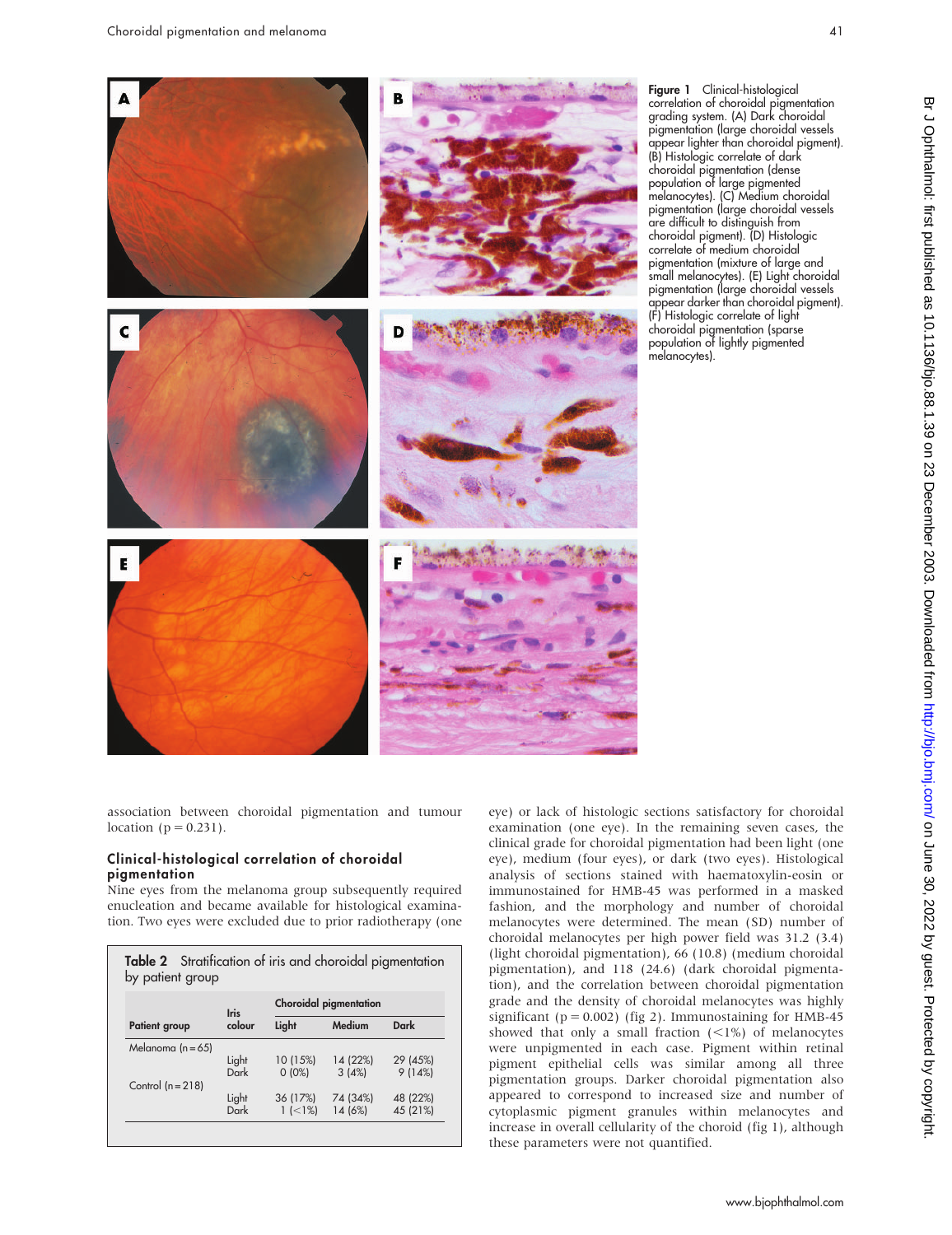Figure 1 Clinical-histological correlation of choroidal pigmentation grading system. (A) Dark choroidal pigmentation (large choroidal vessels appear lighter than choroidal pigment). (B) Histologic correlate of dark choroidal pigmentation (dense population of large pigmented melanocytes). (C) Medium choroidal pigmentation (large choroidal vessels are difficult to distinguish from choroidal pigment). (D) Histologic correlate of medium choroidal pigmentation (mixture of large and small melanocytes). (E) Light choroidal pigmentation (large choroidal vessels appear darker than choroidal pigment). (F) Histologic correlate of light choroidal pigmentation (sparse population of lightly pigmented melanocytes).

association between choroidal pigmentation and tumour location ($p = 0.231$).

### Clinical-histological correlation of choroidal pigmentation

Nine eyes from the melanoma group subsequently required enucleation and became available for histological examination. Two eyes were excluded due to prior radiotherapy (one eye) or lack of histologic sections satisfactory for choroidal examination (one eye). In the remaining seven cases, the clinical grade for choroidal pigmentation had been light (one eye), medium (four eyes), or dark (two eyes). Histological analysis of sections stained with haematoxylin-eosin or immunostained for HMB-45 was performed in a masked fashion, and the morphology and number of choroidal melanocytes were determined. The mean (SD) number of choroidal melanocytes per high power field was 31.2 (3.4) (light choroidal pigmentation), 66 (10.8) (medium choroidal pigmentation), and 118 (24.6) (dark choroidal pigmentation), and the correlation between choroidal pigmentation grade and the density of choroidal melanocytes was highly significant ($p = 0.002$) (fig 2). Immunostaining for HMB-45 showed that only a small fraction (<1%) of melanocytes were unpigmented in each case. Pigment within retinal pigment epithelial cells was similar among all three pigmentation groups. Darker choroidal pigmentation also appeared to correspond to increased size and number of cytoplasmic pigment granules within melanocytes and increase in overall cellularity of the choroid (fig 1), although these parameters were not quantified.

**Table 2** Stratification of iris and choroidal pigmentation by patient group

| Patient group | Iris colour | Choroidal pigmentation | | |
|---|---|---|---|---|
| | | Light | Medium | Dark |
| Melanoma (n = 65) | | | | |
| | Light | 10 (15%) | 14 (22%) | 29 (45%) |
| | Dark | 0 (0%) | 3 (4%) | 9 (14%) |
| Control (n = 218) | | | | |
| | Light | 36 (17%) | 74 (34%) | 48 (22%) |
| | Dark | 1 (<1%) | 14 (6%) | 45 (21%) |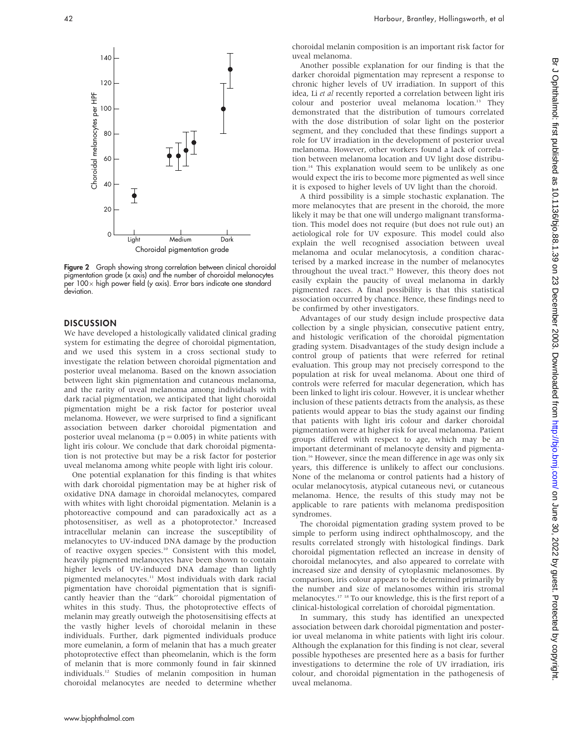140
120
100
80
60
40
20
0
Choroidal melanocytes per HPF
Light
Medium
Dark
Choroidal pigmentation grade

**Figure 2** Graph showing strong correlation between clinical choroidal pigmentation grade (x axis) and the number of choroidal melanocytes per 100× high power field (y axis). Error bars indicate one standard deviation.

## DISCUSSION

We have developed a histologically validated clinical grading system for estimating the degree of choroidal pigmentation, and we used this system in a cross sectional study to investigate the relation between choroidal pigmentation and posterior uveal melanoma. Based on the known association between light skin pigmentation and cutaneous melanoma, and the rarity of uveal melanoma among individuals with dark racial pigmentation, we anticipated that light choroidal pigmentation might be a risk factor for posterior uveal melanoma. However, we were surprised to find a significant association between darker choroidal pigmentation and posterior uveal melanoma ($p = 0.005$) in white patients with light iris colour. We conclude that dark choroidal pigmentation is not protective but may be a risk factor for posterior uveal melanoma among white people with light iris colour.

One potential explanation for this finding is that whites with dark choroidal pigmentation may be at higher risk of oxidative DNA damage in choroidal melanocytes, compared with whites with light choroidal pigmentation. Melanin is a photoreactive compound and can paradoxically act as a photosensitiser, as well as a photoprotector.[9] Increased intracellular melanin can increase the susceptibility of melanocytes to UV-induced DNA damage by the production of reactive oxygen species.[10] Consistent with this model, heavily pigmented melanocytes have been shown to contain higher levels of UV-induced DNA damage than lightly pigmented melanocytes.[11] Most individuals with dark racial pigmentation have choroidal pigmentation that is significantly heavier than the "dark" choroidal pigmentation of whites in this study. Thus, the photoprotective effects of melanin may greatly outweigh the photosensitising effects at the vastly higher levels of choroidal melanin in these individuals. Further, dark pigmented individuals produce more eumelanin, a form of melanin that has a much greater photoprotective effect than pheomelanin, which is the form of melanin that is more commonly found in fair skinned individuals.[12] Studies of melanin composition in human choroidal melanocytes are needed to determine whether choroidal melanin composition is an important risk factor for uveal melanoma.

Another possible explanation for our finding is that the darker choroidal pigmentation may represent a response to chronic higher levels of UV irradiation. In support of this idea, Li *et al* recently reported a correlation between light iris colour and posterior uveal melanoma location.[13] They demonstrated that the distribution of tumours correlated with the dose distribution of solar light on the posterior segment, and they concluded that these findings support a role for UV irradiation in the development of posterior uveal melanoma. However, other workers found a lack of correlation between melanoma location and UV light dose distribution.[14] This explanation would seem to be unlikely as one would expect the iris to become more pigmented as well since it is exposed to higher levels of UV light than the choroid.

A third possibility is a simple stochastic explanation. The more melanocytes that are present in the choroid, the more likely it may be that one will undergo malignant transformation. This model does not require (but does not rule out) an aetiological role for UV exposure. This model could also explain the well recognised association between uveal melanoma and ocular melanocytosis, a condition characterised by a marked increase in the number of melanocytes throughout the uveal tract.[15] However, this theory does not easily explain the paucity of uveal melanoma in darkly pigmented races. A final possibility is that this statistical association occurred by chance. Hence, these findings need to be confirmed by other investigators.

Advantages of our study design include prospective data collection by a single physician, consecutive patient entry, and histologic verification of the choroidal pigmentation grading system. Disadvantages of the study design include a control group of patients that were referred for retinal evaluation. This group may not precisely correspond to the population at risk for uveal melanoma. About one third of controls were referred for macular degeneration, which has been linked to light iris colour. However, it is unclear whether inclusion of these patients detracts from the analysis, as these patients would appear to bias the study against our finding that patients with light iris colour and darker choroidal pigmentation were at higher risk for uveal melanoma. Patient groups differed with respect to age, which may be an important determinant of melanocyte density and pigmentation.[16] However, since the mean difference in age was only six years, this difference is unlikely to affect our conclusions. None of the melanoma or control patients had a history of ocular melanocytosis, atypical cutaneous nevi, or cutaneous melanoma. Hence, the results of this study may not be applicable to rare patients with melanoma predisposition syndromes.

The choroidal pigmentation grading system proved to be simple to perform using indirect ophthalmoscopy, and the results correlated strongly with histological findings. Dark choroidal pigmentation reflected an increase in density of choroidal melanocytes, and also appeared to correlate with increased size and density of cytoplasmic melanosomes. By comparison, iris colour appears to be determined primarily by the number and size of melanosomes within iris stromal melanocytes.[17,18] To our knowledge, this is the first report of a clinical-histological correlation of choroidal pigmentation.

In summary, this study has identified an unexpected association between dark choroidal pigmentation and posterior uveal melanoma in white patients with light iris colour. Although the explanation for this finding is not clear, several possible hypotheses are presented here as a basis for further investigations to determine the role of UV irradiation, iris colour, and choroidal pigmentation in the pathogenesis of uveal melanoma.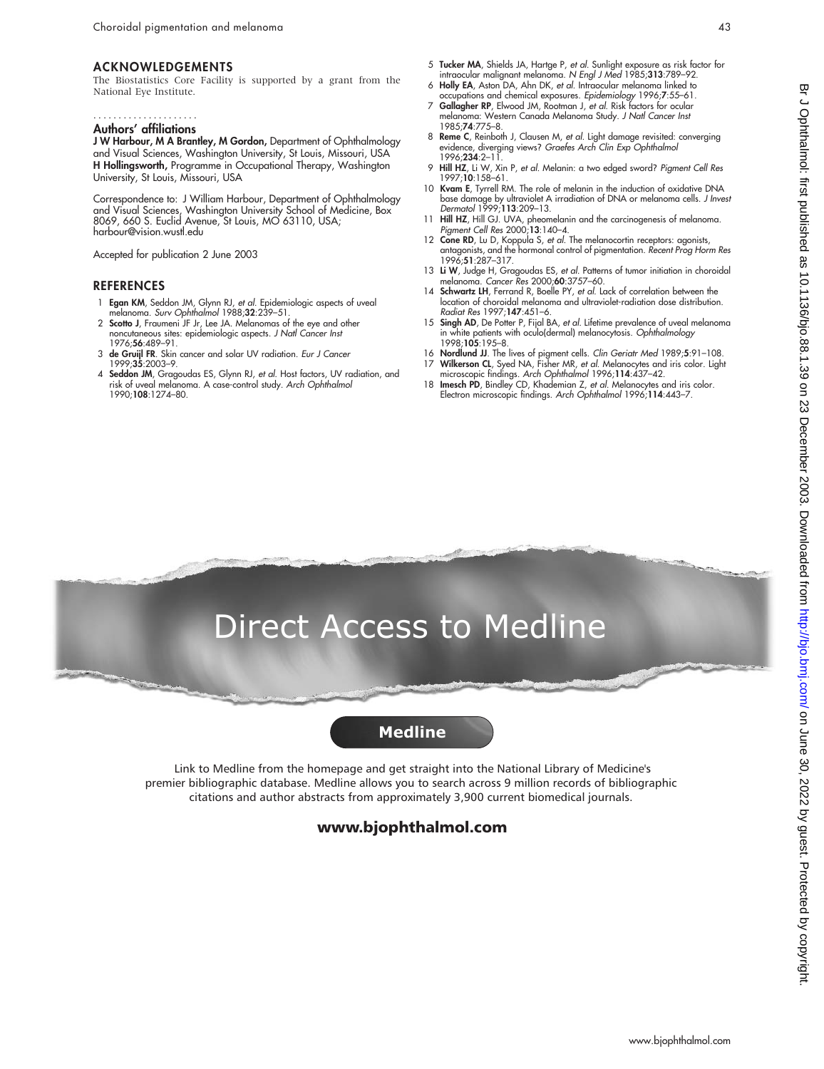## ACKNOWLEDGEMENTS

The Biostatistics Core Facility is supported by a grant from the National Eye Institute.

### Authors' affiliations

**J W Harbour, M A Brantley, M Gordon,** Department of Ophthalmology and Visual Sciences, Washington University, St Louis, Missouri, USA
**H Hollingsworth,** Programme in Occupational Therapy, Washington University, St Louis, Missouri, USA

Correspondence to: J William Harbour, Department of Ophthalmology and Visual Sciences, Washington University School of Medicine, Box 8069, 660 S. Euclid Avenue, St Louis, MO 63110, USA; harbour@vision.wustl.edu

Accepted for publication 2 June 2003

## REFERENCES

1. **Egan KM**, Seddon JM, Glynn RJ, *et al*. Epidemiologic aspects of uveal melanoma. *Surv Ophthalmol* 1988;**32**:239–51.
2. **Scotto J**, Fraumeni JF Jr, Lee JA. Melanomas of the eye and other noncutaneous sites: epidemiologic aspects. *J Natl Cancer Inst* 1976;**56**:489–91.
3. **de Gruijl FR**. Skin cancer and solar UV radiation. *Eur J Cancer* 1999;**35**:2003–9.
4. **Seddon JM**, Gragoudas ES, Glynn RJ, *et al*. Host factors, UV radiation, and risk of uveal melanoma. A case-control study. *Arch Ophthalmol* 1990;**108**:1274–80.
5. **Tucker MA**, Shields JA, Hartge P, *et al*. Sunlight exposure as risk factor for intraocular malignant melanoma. *N Engl J Med* 1985;**313**:789–92.
6. **Holly EA**, Aston DA, Ahn DK, *et al*. Intraocular melanoma linked to occupations and chemical exposures. *Epidemiology* 1996;**7**:55–61.
7. **Gallagher RP**, Elwood JM, Rootman J, *et al*. Risk factors for ocular melanoma: Western Canada Melanoma Study. *J Natl Cancer Inst* 1985;**74**:775–8.
8. **Reme C**, Reinboth J, Clausen M, *et al*. Light damage revisited: converging evidence, diverging views? *Graefes Arch Clin Exp Ophthalmol* 1996;**234**:2–11.
9. **Hill HZ**, Li W, Xin P, *et al*. Melanin: a two edged sword? *Pigment Cell Res* 1997;**10**:158–61.
10. **Kvam E**, Tyrrell RM. The role of melanin in the induction of oxidative DNA base damage by ultraviolet A irradiation of DNA or melanoma cells. *J Invest Dermatol* 1999;**113**:209–13.
11. **Hill HZ**, Hill GJ. UVA, pheomelanin and the carcinogenesis of melanoma. *Pigment Cell Res* 2000;**13**:140–4.
12. **Cone RD**, Lu D, Koppula S, *et al*. The melanocortin receptors: agonists, antagonists, and the hormonal control of pigmentation. *Recent Prog Horm Res* 1996;**51**:287–317.
13. **Li W**, Judge H, Gragoudas ES, *et al*. Patterns of tumor initiation in choroidal melanoma. *Cancer Res* 2000;**60**:3757–60.
14. **Schwartz LH**, Ferrand R, Boelle PY, *et al*. Lack of correlation between the location of choroidal melanoma and ultraviolet-radiation dose distribution. *Radiat Res* 1997;**147**:451–6.
15. **Singh AD**, De Potter P, Fijal BA, *et al*. Lifetime prevalence of uveal melanoma in white patients with oculo(dermal) melanocytosis. *Ophthalmology* 1998;**105**:195–8.
16. **Nordlund JJ**. The lives of pigment cells. *Clin Geriatr Med* 1989;**5**:91–108.
17. **Wilkerson CL**, Syed NA, Fisher MR, *et al*. Melanocytes and iris color. Light microscopic findings. *Arch Ophthalmol* 1996;**114**:437–42.
18. **Imesch PD**, Bindley CD, Khademian Z, *et al*. Melanocytes and iris color. Electron microscopic findings. *Arch Ophthalmol* 1996;**114**:443–7.

Direct Access to Medline

**Medline**

Link to Medline from the homepage and get straight into the National Library of Medicine's premier bibliographic database. Medline allows you to search across 9 million records of bibliographic citations and author abstracts from approximately 3,900 current biomedical journals.

**www.bjophthalmol.com**